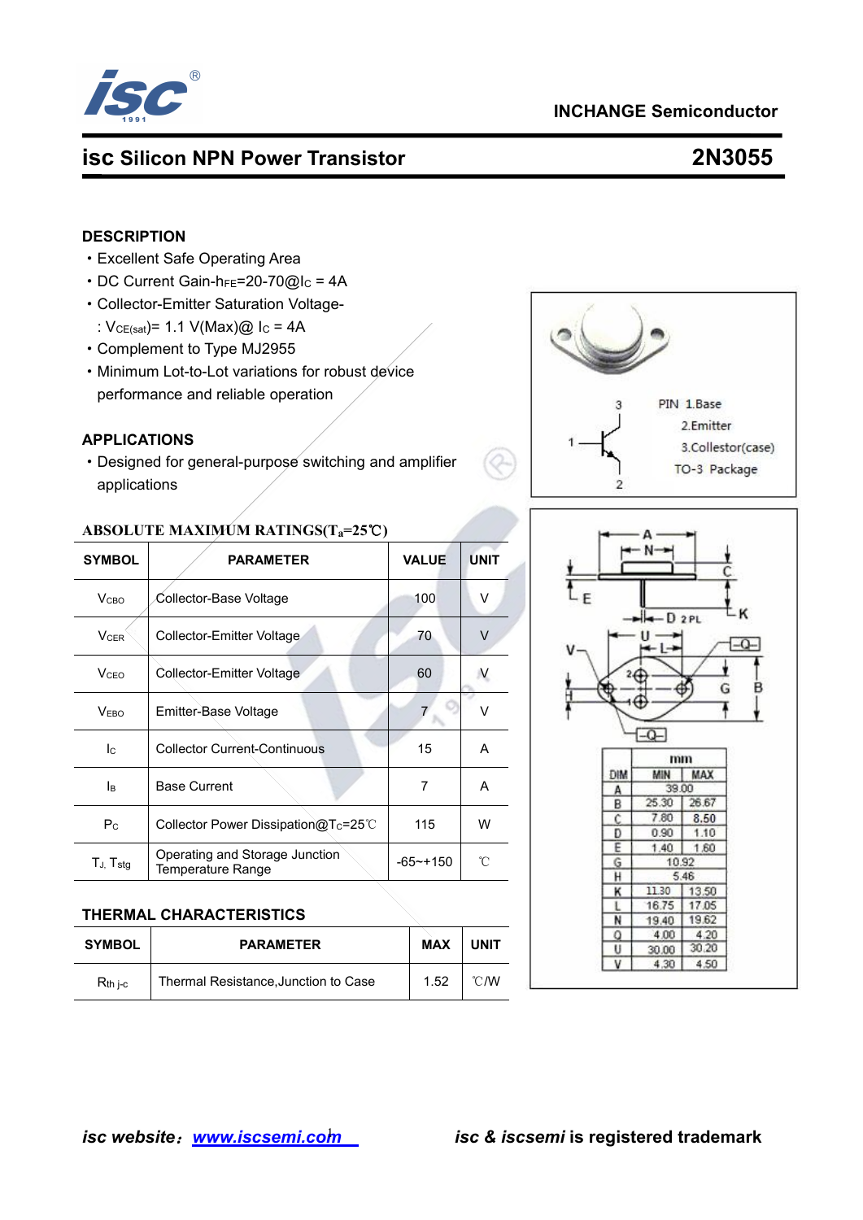INCHANGE Semiconductor

# isc Silicon NPN Power Transistor — 2N3055

## DESCRIPTION

- Excellent Safe Operating Area
- DC Current Gain-$h_{FE}$=20-70@$I_C$ = 4A
- Collector-Emitter Saturation Voltage-
  : $V_{CE(sat)}$= 1.1 V(Max)@ $I_C$ = 4A
- Complement to Type MJ2955
- Minimum Lot-to-Lot variations for robust device performance and reliable operation

## APPLICATIONS

- Designed for general-purpose switching and amplifier applications

PIN 1.Base
2.Emitter
3.Collestor(case)
TO-3 Package

## ABSOLUTE MAXIMUM RATINGS($T_a$=25℃)

| SYMBOL | PARAMETER | VALUE | UNIT |
|---|---|---|---|
| $V_{CBO}$ | Collector-Base Voltage | 100 | V |
| $V_{CER}$ | Collector-Emitter Voltage | 70 | V |
| $V_{CEO}$ | Collector-Emitter Voltage | 60 | V |
| $V_{EBO}$ | Emitter-Base Voltage | 7 | V |
| $I_C$ | Collector Current-Continuous | 15 | A |
| $I_B$ | Base Current | 7 | A |
| $P_C$ | Collector Power Dissipation@$T_C$=25℃ | 115 | W |
| $T_J$, $T_{stg}$ | Operating and Storage Junction Temperature Range | -65~+150 | ℃ |

## THERMAL CHARACTERISTICS

| SYMBOL | PARAMETER | MAX | UNIT |
|---|---|---|---|
| $R_{th\ j\text{-}c}$ | Thermal Resistance,Junction to Case | 1.52 | ℃/W |

| DIM | mm MIN | mm MAX |
|---|---|---|
| A | 39.00 | |
| B | 25.30 | 26.67 |
| C | 7.80 | 8.50 |
| D | 0.90 | 1.10 |
| E | 1.40 | 1.60 |
| G | 10.92 | |
| H | 5.46 | |
| K | 11.30 | 13.50 |
| L | 16.75 | 17.05 |
| N | 19.40 | 19.62 |
| Q | 4.00 | 4.20 |
| U | 30.00 | 30.20 |
| V | 4.30 | 4.50 |

*isc website*: www.iscsemi.com *isc & iscsemi* is registered trademark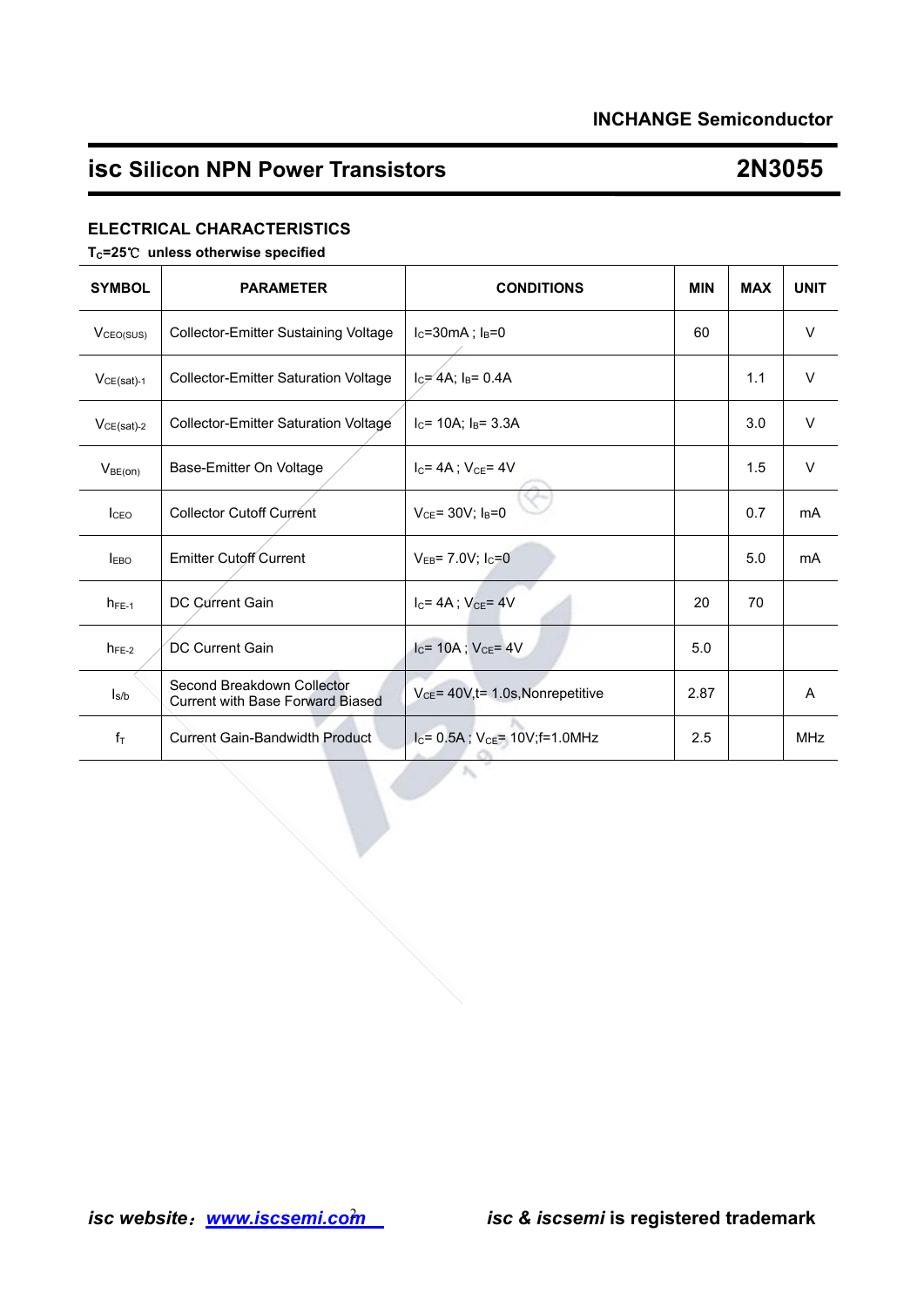# isc Silicon NPN Power Transistors 2N3055

## ELECTRICAL CHARACTERISTICS

$T_C$=25℃ unless otherwise specified

| SYMBOL | PARAMETER | CONDITIONS | MIN | MAX | UNIT |
|---|---|---|---|---|---|
| $V_{CEO(SUS)}$ | Collector-Emitter Sustaining Voltage | $I_C$=30mA ; $I_B$=0 | 60 | | V |
| $V_{CE(sat)-1}$ | Collector-Emitter Saturation Voltage | $I_C$= 4A; $I_B$= 0.4A | | 1.1 | V |
| $V_{CE(sat)-2}$ | Collector-Emitter Saturation Voltage | $I_C$= 10A; $I_B$= 3.3A | | 3.0 | V |
| $V_{BE(on)}$ | Base-Emitter On Voltage | $I_C$= 4A ; $V_{CE}$= 4V | | 1.5 | V |
| $I_{CEO}$ | Collector Cutoff Current | $V_{CE}$= 30V; $I_B$=0 | | 0.7 | mA |
| $I_{EBO}$ | Emitter Cutoff Current | $V_{EB}$= 7.0V; $I_C$=0 | | 5.0 | mA |
| $h_{FE-1}$ | DC Current Gain | $I_C$= 4A ; $V_{CE}$= 4V | 20 | 70 | |
| $h_{FE-2}$ | DC Current Gain | $I_C$= 10A ; $V_{CE}$= 4V | 5.0 | | |
| $I_{s/b}$ | Second Breakdown Collector Current with Base Forward Biased | $V_{CE}$= 40V,t= 1.0s,Nonrepetitive | 2.87 | | A |
| $f_T$ | Current Gain-Bandwidth Product | $I_C$= 0.5A ; $V_{CE}$= 10V;f=1.0MHz | 2.5 | | MHz |